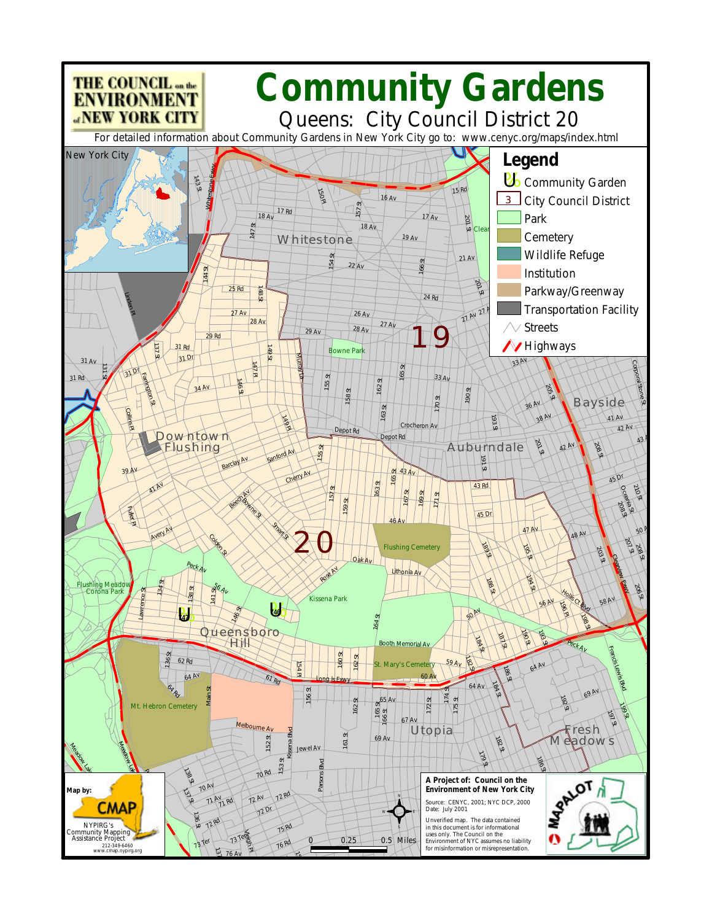# Community Gardens

## Queens: City Council District 20

THE COUNCIL on the ENVIRONMENT of NEW YORK CITY

For detailed information about Community Gardens in New York City go to: www.cenyc.org/maps/index.html

### Legend

- Community Garden
- City Council District
- Park
- Cemetery
- Wildlife Refuge
- Institution
- Parkway/Greenway
- Transportation Facility
- Streets
- Highways

**A Project of: Council on the Environment of New York City**

Source: CENYC, 2001; NYC DCP, 2000
Date: July 2001

Unverified map. The data contained in this document is for informational uses only. The Council on the Environment of NYC assumes no liability for misinformation or misrepresentation.

0 0.25 0.5 Miles

Map by: CMAP
NYPIRG's Community Mapping Assistance Project
212-349-6460
www.cmap.nypirg.org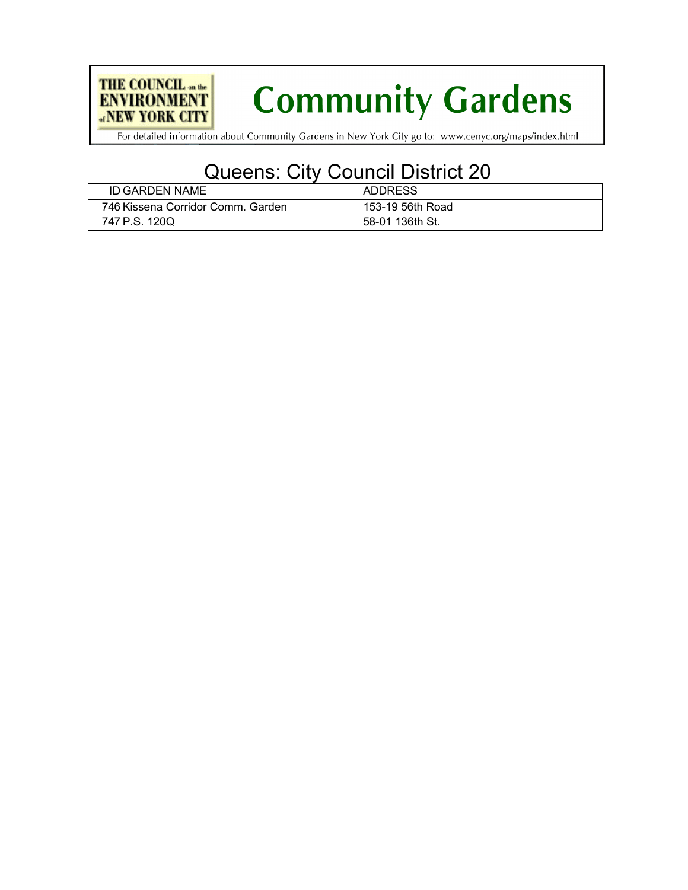THE COUNCIL on the ENVIRONMENT of NEW YORK CITY

# Community Gardens

For detailed information about Community Gardens in New York City go to: www.cenyc.org/maps/index.html

## Queens: City Council District 20

| ID | GARDEN NAME | ADDRESS |
|---|---|---|
| 746 | Kissena Corridor Comm. Garden | 153-19 56th Road |
| 747 | P.S. 120Q | 58-01 136th St. |